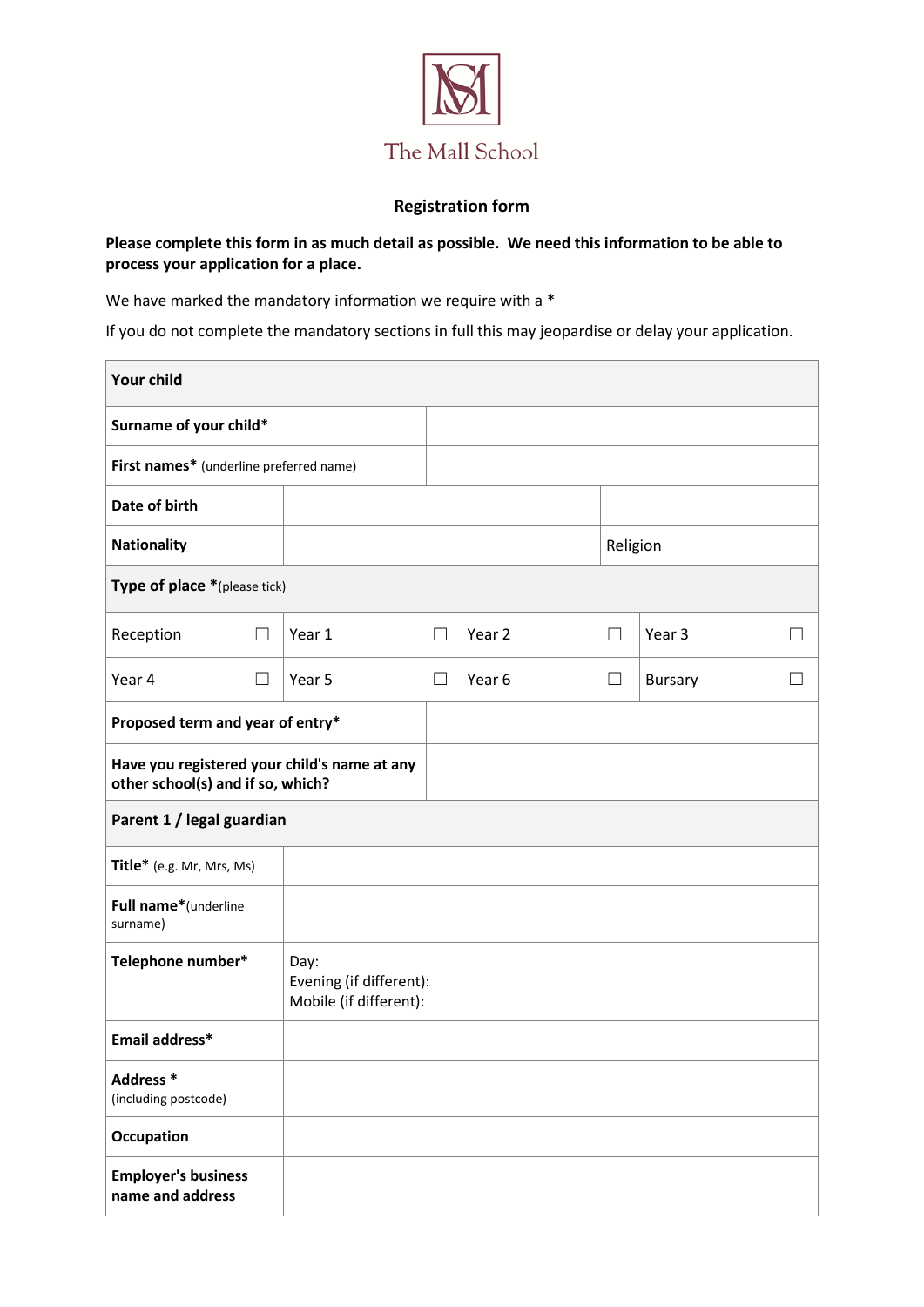The Mall School

## Registration form

**Please complete this form in as much detail as possible. We need this information to be able to process your application for a place.**

We have marked the mandatory information we require with a *

If you do not complete the mandatory sections in full this may jeopardise or delay your application.

| **Your child** | | | | | | | |
|---|---|---|---|---|---|---|---|
| **Surname of your child*** | | | | | | | |
| **First names*** (underline preferred name) | | | | | | | |
| **Date of birth** | | | | | | | |
| **Nationality** | | | | Religion | | | |
| **Type of place *** (please tick) | | | | | | | |
| Reception | ☐ | Year 1 | ☐ | Year 2 | ☐ | Year 3 | ☐ |
| Year 4 | ☐ | Year 5 | ☐ | Year 6 | ☐ | Bursary | ☐ |
| **Proposed term and year of entry*** | | | | | | | |
| **Have you registered your child's name at any other school(s) and if so, which?** | | | | | | | |
| **Parent 1 / legal guardian** | | | | | | | |
| **Title*** (e.g. Mr, Mrs, Ms) | | | | | | | |
| **Full name*** (underline surname) | | | | | | | |
| **Telephone number*** | Day:<br>Evening (if different):<br>Mobile (if different): | | | | | | |
| **Email address*** | | | | | | | |
| **Address *** (including postcode) | | | | | | | |
| **Occupation** | | | | | | | |
| **Employer's business name and address** | | | | | | | |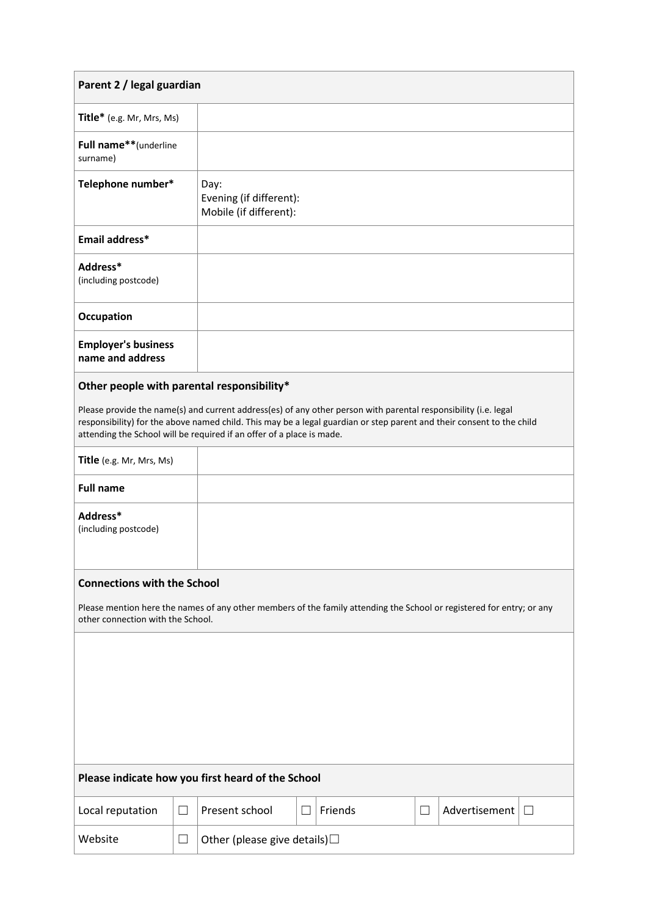| **Parent 2 / legal guardian** | |
|---|---|
| **Title*** (e.g. Mr, Mrs, Ms) | |
| **Full name****(underline surname) | |
| **Telephone number*** | Day:<br>Evening (if different):<br>Mobile (if different): |
| **Email address*** | |
| **Address***<br>(including postcode) | |
| **Occupation** | |
| **Employer's business name and address** | |

**Other people with parental responsibility***

Please provide the name(s) and current address(es) of any other person with parental responsibility (i.e. legal responsibility) for the above named child. This may be a legal guardian or step parent and their consent to the child attending the School will be required if an offer of a place is made.

| | |
|---|---|
| **Title** (e.g. Mr, Mrs, Ms) | |
| **Full name** | |
| **Address***<br>(including postcode) | |

**Connections with the School**

Please mention here the names of any other members of the family attending the School or registered for entry; or any other connection with the School.

| |
|---|
| |

**Please indicate how you first heard of the School**

| | | | | | | | |
|---|---|---|---|---|---|---|---|
| Local reputation | ☐ | Present school | ☐ | Friends | ☐ | Advertisement | ☐ |
| Website | ☐ | Other (please give details)☐ | | | | | |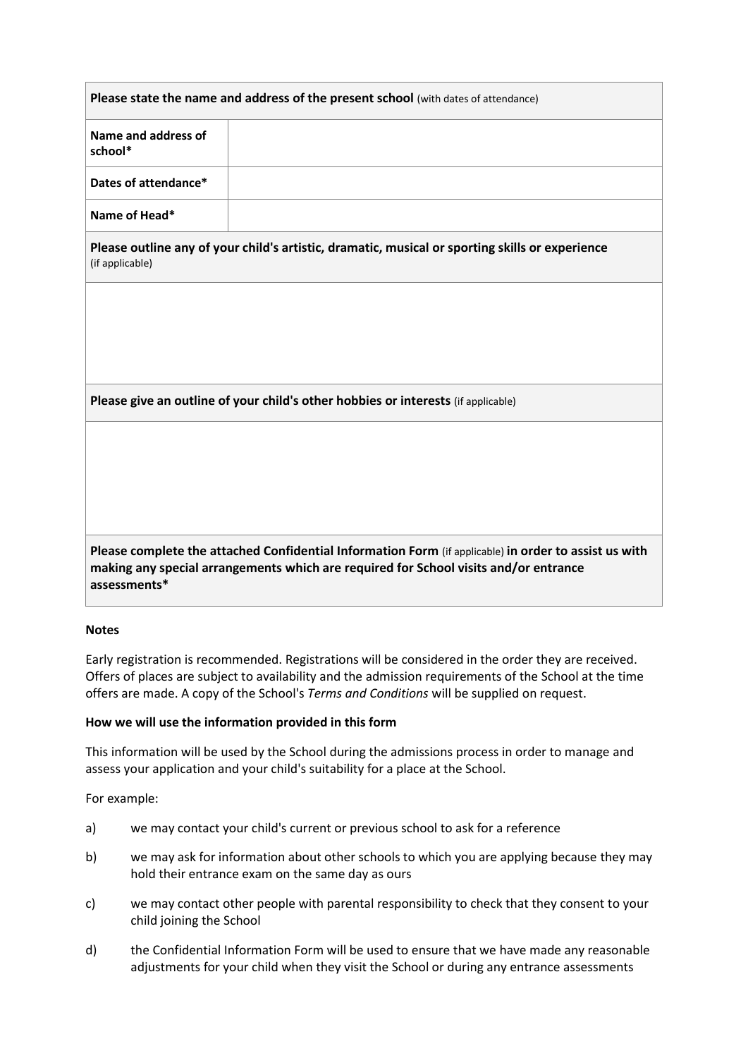| **Please state the name and address of the present school** (with dates of attendance) | |
|---|---|
| **Name and address of school*** | |
| **Dates of attendance*** | |
| **Name of Head*** | |

| **Please outline any of your child's artistic, dramatic, musical or sporting skills or experience** (if applicable) |
|---|
| |

| **Please give an outline of your child's other hobbies or interests** (if applicable) |
|---|
| |

| **Please complete the attached Confidential Information Form** (if applicable) **in order to assist us with making any special arrangements which are required for School visits and/or entrance assessments*** |
|---|

**Notes**

Early registration is recommended. Registrations will be considered in the order they are received. Offers of places are subject to availability and the admission requirements of the School at the time offers are made. A copy of the School's *Terms and Conditions* will be supplied on request.

**How we will use the information provided in this form**

This information will be used by the School during the admissions process in order to manage and assess your application and your child's suitability for a place at the School.

For example:

a) we may contact your child's current or previous school to ask for a reference

b) we may ask for information about other schools to which you are applying because they may hold their entrance exam on the same day as ours

c) we may contact other people with parental responsibility to check that they consent to your child joining the School

d) the Confidential Information Form will be used to ensure that we have made any reasonable adjustments for your child when they visit the School or during any entrance assessments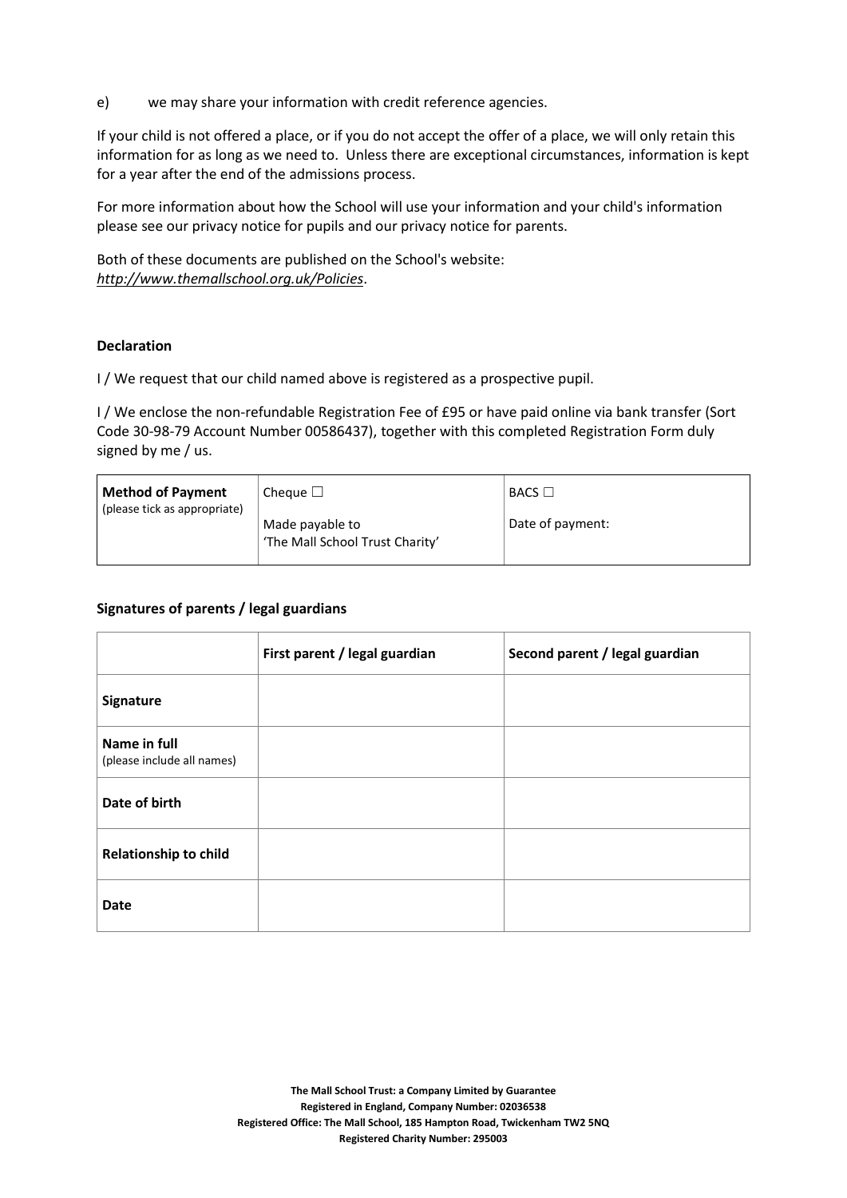e) we may share your information with credit reference agencies.

If your child is not offered a place, or if you do not accept the offer of a place, we will only retain this information for as long as we need to. Unless there are exceptional circumstances, information is kept for a year after the end of the admissions process.

For more information about how the School will use your information and your child's information please see our privacy notice for pupils and our privacy notice for parents.

Both of these documents are published on the School's website: *http://www.themallschool.org.uk/Policies*.

**Declaration**

I / We request that our child named above is registered as a prospective pupil.

I / We enclose the non-refundable Registration Fee of £95 or have paid online via bank transfer (Sort Code 30-98-79 Account Number 00586437), together with this completed Registration Form duly signed by me / us.

| | | |
|---|---|---|
| **Method of Payment** (please tick as appropriate) | Cheque ☐<br>Made payable to 'The Mall School Trust Charity' | BACS ☐<br>Date of payment: |

**Signatures of parents / legal guardians**

| | **First parent / legal guardian** | **Second parent / legal guardian** |
|---|---|---|
| **Signature** | | |
| **Name in full** (please include all names) | | |
| **Date of birth** | | |
| **Relationship to child** | | |
| **Date** | | |

**The Mall School Trust: a Company Limited by Guarantee**
**Registered in England, Company Number: 02036538**
**Registered Office: The Mall School, 185 Hampton Road, Twickenham TW2 5NQ**
**Registered Charity Number: 295003**